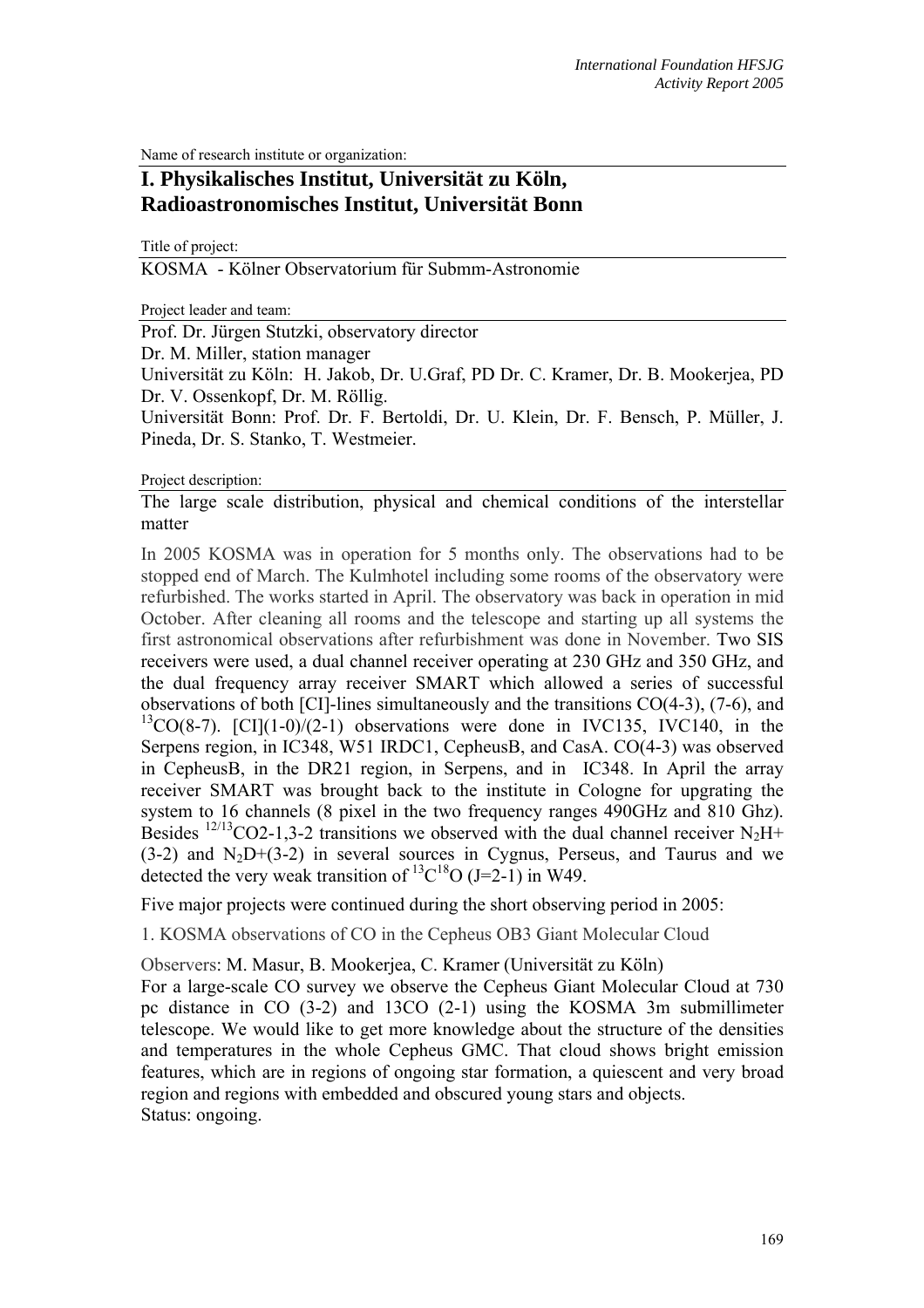Name of research institute or organization:

# I. Physikalisches Institut, Universität zu Köln, Radioastronomisches Institut, Universität Bonn

Title of project:

KOSMA - Kölner Observatorium für Submm-Astronomie

Project leader and team:

Prof. Dr. Jürgen Stutzki, observatory director
Dr. M. Miller, station manager
Universität zu Köln: H. Jakob, Dr. U.Graf, PD Dr. C. Kramer, Dr. B. Mookerjea, PD Dr. V. Ossenkopf, Dr. M. Röllig.
Universität Bonn: Prof. Dr. F. Bertoldi, Dr. U. Klein, Dr. F. Bensch, P. Müller, J. Pineda, Dr. S. Stanko, T. Westmeier.

Project description:

The large scale distribution, physical and chemical conditions of the interstellar matter

In 2005 KOSMA was in operation for 5 months only. The observations had to be stopped end of March. The Kulmhotel including some rooms of the observatory were refurbished. The works started in April. The observatory was back in operation in mid October. After cleaning all rooms and the telescope and starting up all systems the first astronomical observations after refurbishment was done in November. Two SIS receivers were used, a dual channel receiver operating at 230 GHz and 350 GHz, and the dual frequency array receiver SMART which allowed a series of successful observations of both [CI]-lines simultaneously and the transitions CO(4-3), (7-6), and $^{13}CO$(8-7). [CI](1-0)/(2-1) observations were done in IVC135, IVC140, in the Serpens region, in IC348, W51 IRDC1, CepheusB, and CasA. CO(4-3) was observed in CepheusB, in the DR21 region, in Serpens, and in IC348. In April the array receiver SMART was brought back to the institute in Cologne for upgrating the system to 16 channels (8 pixel in the two frequency ranges 490GHz and 810 Ghz). Besides $^{12/13}CO$2-1,3-2 transitions we observed with the dual channel receiver $N_2H^+$ (3-2) and $N_2D^+$(3-2) in several sources in Cygnus, Perseus, and Taurus and we detected the very weak transition of $^{13}C^{18}O$ (J=2-1) in W49.

Five major projects were continued during the short observing period in 2005:

1. KOSMA observations of CO in the Cepheus OB3 Giant Molecular Cloud

Observers: M. Masur, B. Mookerjea, C. Kramer (Universität zu Köln)
For a large-scale CO survey we observe the Cepheus Giant Molecular Cloud at 730 pc distance in CO (3-2) and 13CO (2-1) using the KOSMA 3m submillimeter telescope. We would like to get more knowledge about the structure of the densities and temperatures in the whole Cepheus GMC. That cloud shows bright emission features, which are in regions of ongoing star formation, a quiescent and very broad region and regions with embedded and obscured young stars and objects.
Status: ongoing.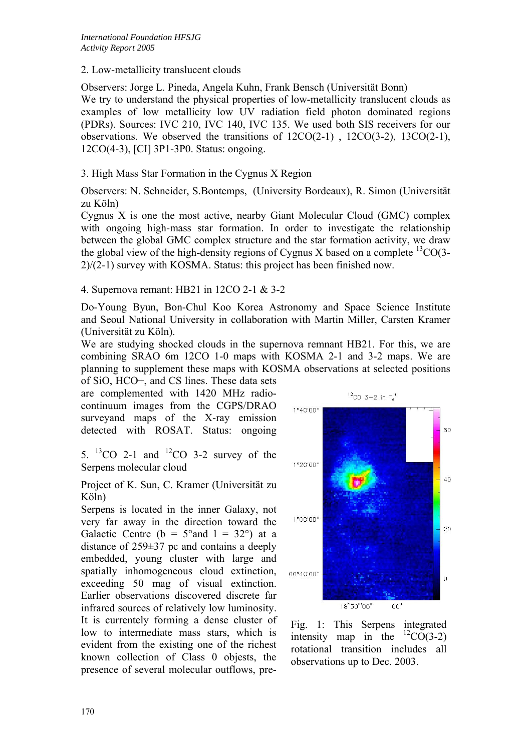2. Low-metallicity translucent clouds

Observers: Jorge L. Pineda, Angela Kuhn, Frank Bensch (Universität Bonn)
We try to understand the physical properties of low-metallicity translucent clouds as examples of low metallicity low UV radiation field photon dominated regions (PDRs). Sources: IVC 210, IVC 140, IVC 135. We used both SIS receivers for our observations. We observed the transitions of 12CO(2-1) , 12CO(3-2), 13CO(2-1), 12CO(4-3), [CI] 3P1-3P0. Status: ongoing.

3. High Mass Star Formation in the Cygnus X Region

Observers: N. Schneider, S.Bontemps, (University Bordeaux), R. Simon (Universität zu Köln)
Cygnus X is one the most active, nearby Giant Molecular Cloud (GMC) complex with ongoing high-mass star formation. In order to investigate the relationship between the global GMC complex structure and the star formation activity, we draw the global view of the high-density regions of Cygnus X based on a complete $^{13}$CO(3-2)/(2-1) survey with KOSMA. Status: this project has been finished now.

4. Supernova remant: HB21 in 12CO 2-1 & 3-2

Do-Young Byun, Bon-Chul Koo Korea Astronomy and Space Science Institute and Seoul National University in collaboration with Martin Miller, Carsten Kramer (Universität zu Köln).
We are studying shocked clouds in the supernova remnant HB21. For this, we are combining SRAO 6m 12CO 1-0 maps with KOSMA 2-1 and 3-2 maps. We are planning to supplement these maps with KOSMA observations at selected positions of SiO, HCO+, and CS lines. These data sets are complemented with 1420 MHz radio-continuum images from the CGPS/DRAO surveyand maps of the X-ray emission detected with ROSAT. Status: ongoing

5. $^{13}$CO 2-1 and $^{12}$CO 3-2 survey of the Serpens molecular cloud

Project of K. Sun, C. Kramer (Universität zu Köln)
Serpens is located in the inner Galaxy, not very far away in the direction toward the Galactic Centre (b = 5°and l = 32°) at a distance of 259±37 pc and contains a deeply embedded, young cluster with large and spatially inhomogeneous cloud extinction, exceeding 50 mag of visual extinction. Earlier observations discovered discrete far infrared sources of relatively low luminosity. It is currentely forming a dense cluster of low to intermediate mass stars, which is evident from the existing one of the richest known collection of Class 0 objests, the presence of several molecular outflows, pre-

Fig. 1: This Serpens integrated intensity map in the $^{12}$CO(3-2) rotational transition includes all observations up to Dec. 2003.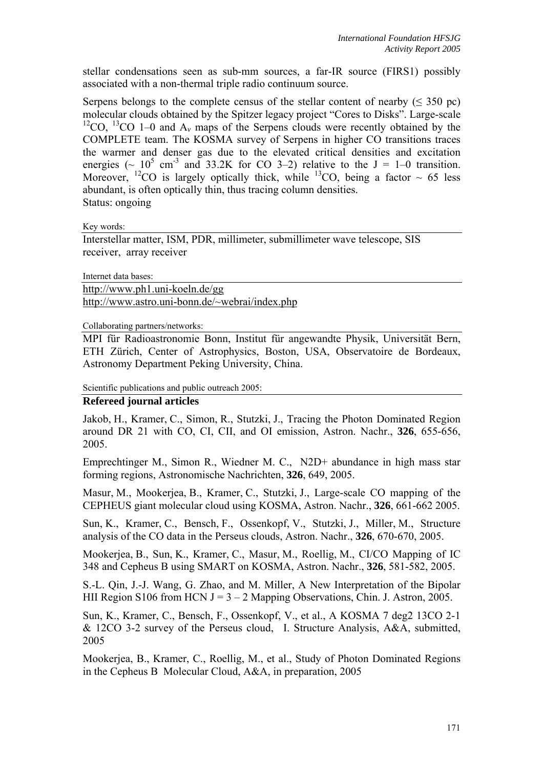stellar condensations seen as sub-mm sources, a far-IR source (FIRS1) possibly associated with a non-thermal triple radio continuum source.

Serpens belongs to the complete census of the stellar content of nearby ($\leq$ 350 pc) molecular clouds obtained by the Spitzer legacy project "Cores to Disks". Large-scale $^{12}$CO, $^{13}$CO 1–0 and $A_v$ maps of the Serpens clouds were recently obtained by the COMPLETE team. The KOSMA survey of Serpens in higher CO transitions traces the warmer and denser gas due to the elevated critical densities and excitation energies ($\sim 10^5$ cm$^{-3}$ and 33.2K for CO 3–2) relative to the J = 1–0 transition. Moreover, $^{12}$CO is largely optically thick, while $^{13}$CO, being a factor $\sim$ 65 less abundant, is often optically thin, thus tracing column densities.
Status: ongoing

Key words:

Interstellar matter, ISM, PDR, millimeter, submillimeter wave telescope, SIS receiver, array receiver

Internet data bases:

http://www.ph1.uni-koeln.de/gg
http://www.astro.uni-bonn.de/~webrai/index.php

Collaborating partners/networks:

MPI für Radioastronomie Bonn, Institut für angewandte Physik, Universität Bern, ETH Zürich, Center of Astrophysics, Boston, USA, Observatoire de Bordeaux, Astronomy Department Peking University, China.

Scientific publications and public outreach 2005:

**Refereed journal articles**

Jakob, H., Kramer, C., Simon, R., Stutzki, J., Tracing the Photon Dominated Region around DR 21 with CO, CI, CII, and OI emission, Astron. Nachr., **326**, 655-656, 2005.

Emprechtinger M., Simon R., Wiedner M. C., N2D+ abundance in high mass star forming regions, Astronomische Nachrichten, **326**, 649, 2005.

Masur, M., Mookerjea, B., Kramer, C., Stutzki, J., Large-scale CO mapping of the CEPHEUS giant molecular cloud using KOSMA, Astron. Nachr., **326**, 661-662 2005.

Sun, K., Kramer, C., Bensch, F., Ossenkopf, V., Stutzki, J., Miller, M., Structure analysis of the CO data in the Perseus clouds, Astron. Nachr., **326**, 670-670, 2005.

Mookerjea, B., Sun, K., Kramer, C., Masur, M., Roellig, M., CI/CO Mapping of IC 348 and Cepheus B using SMART on KOSMA, Astron. Nachr., **326**, 581-582, 2005.

S.-L. Qin, J.-J. Wang, G. Zhao, and M. Miller, A New Interpretation of the Bipolar HII Region S106 from HCN J = 3 – 2 Mapping Observations, Chin. J. Astron, 2005.

Sun, K., Kramer, C., Bensch, F., Ossenkopf, V., et al., A KOSMA 7 deg2 13CO 2-1 & 12CO 3-2 survey of the Perseus cloud, I. Structure Analysis, A&A, submitted, 2005

Mookerjea, B., Kramer, C., Roellig, M., et al., Study of Photon Dominated Regions in the Cepheus B Molecular Cloud, A&A, in preparation, 2005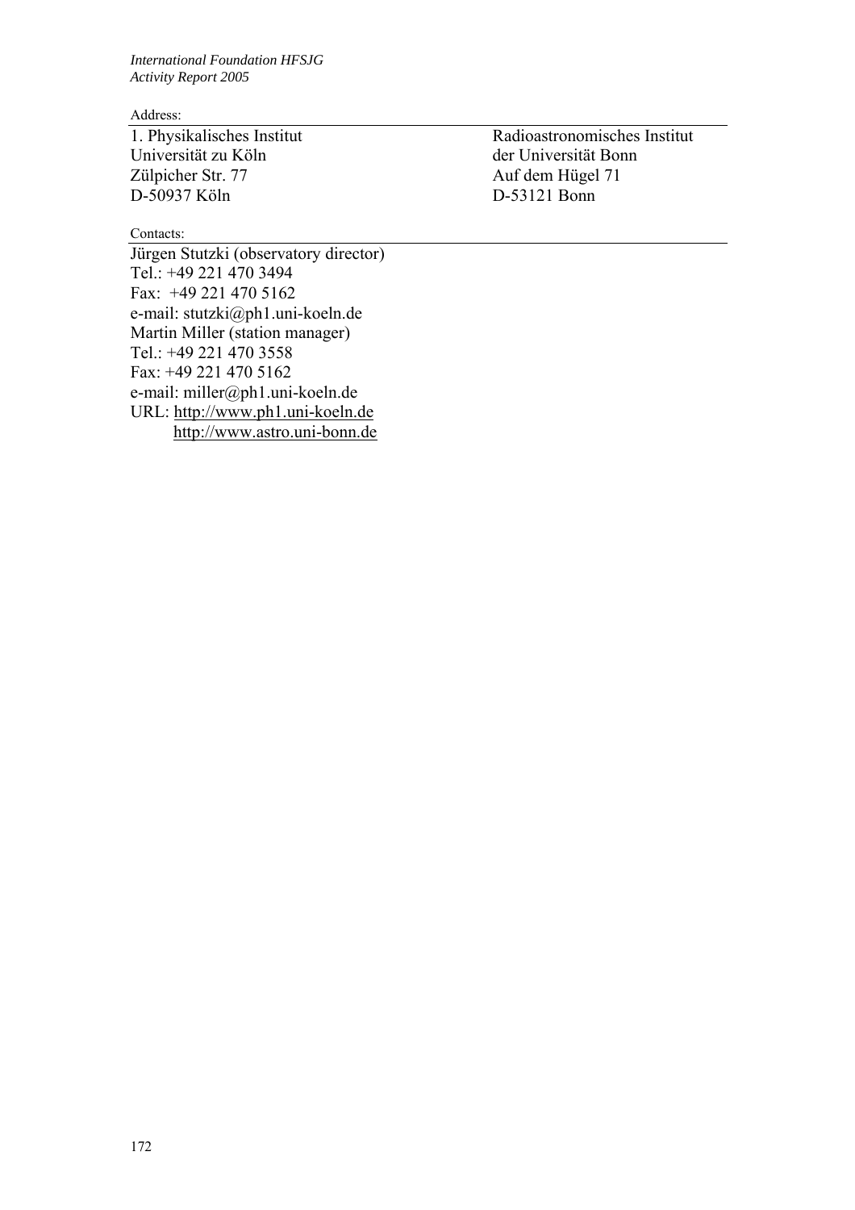Address:

1. Physikalisches Institut
Universität zu Köln
Zülpicher Str. 77
D-50937 Köln

Radioastronomisches Institut
der Universität Bonn
Auf dem Hügel 71
D-53121 Bonn

Contacts:

Jürgen Stutzki (observatory director)
Tel.: +49 221 470 3494
Fax: +49 221 470 5162
e-mail: stutzki@ph1.uni-koeln.de
Martin Miller (station manager)
Tel.: +49 221 470 3558
Fax: +49 221 470 5162
e-mail: miller@ph1.uni-koeln.de
URL: http://www.ph1.uni-koeln.de
http://www.astro.uni-bonn.de